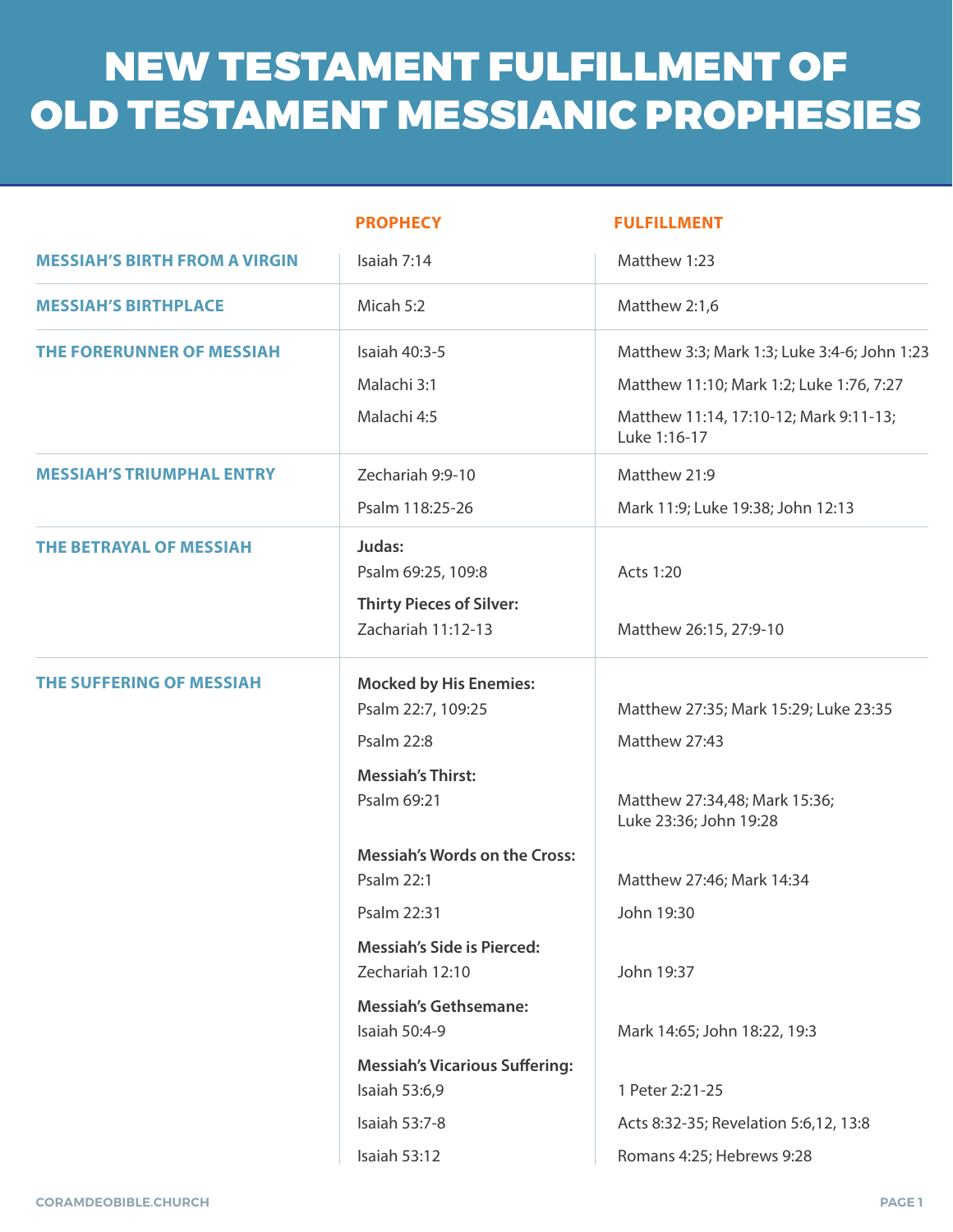# NEW TESTAMENT FULFILLMENT OF OLD TESTAMENT MESSIANIC PROPHESIES

| | PROPHECY | FULFILLMENT |
|---|---|---|
| **MESSIAH'S BIRTH FROM A VIRGIN** | Isaiah 7:14 | Matthew 1:23 |
| **MESSIAH'S BIRTHPLACE** | Micah 5:2 | Matthew 2:1,6 |
| **THE FORERUNNER OF MESSIAH** | Isaiah 40:3-5 | Matthew 3:3; Mark 1:3; Luke 3:4-6; John 1:23 |
| | Malachi 3:1 | Matthew 11:10; Mark 1:2; Luke 1:76, 7:27 |
| | Malachi 4:5 | Matthew 11:14, 17:10-12; Mark 9:11-13; Luke 1:16-17 |
| **MESSIAH'S TRIUMPHAL ENTRY** | Zechariah 9:9-10 | Matthew 21:9 |
| | Psalm 118:25-26 | Mark 11:9; Luke 19:38; John 12:13 |
| **THE BETRAYAL OF MESSIAH** | **Judas:** | |
| | Psalm 69:25, 109:8 | Acts 1:20 |
| | **Thirty Pieces of Silver:** | |
| | Zachariah 11:12-13 | Matthew 26:15, 27:9-10 |
| **THE SUFFERING OF MESSIAH** | **Mocked by His Enemies:** | |
| | Psalm 22:7, 109:25 | Matthew 27:35; Mark 15:29; Luke 23:35 |
| | Psalm 22:8 | Matthew 27:43 |
| | **Messiah's Thirst:** | |
| | Psalm 69:21 | Matthew 27:34,48; Mark 15:36; Luke 23:36; John 19:28 |
| | **Messiah's Words on the Cross:** | |
| | Psalm 22:1 | Matthew 27:46; Mark 14:34 |
| | Psalm 22:31 | John 19:30 |
| | **Messiah's Side is Pierced:** | |
| | Zechariah 12:10 | John 19:37 |
| | **Messiah's Gethsemane:** | |
| | Isaiah 50:4-9 | Mark 14:65; John 18:22, 19:3 |
| | **Messiah's Vicarious Suffering:** | |
| | Isaiah 53:6,9 | 1 Peter 2:21-25 |
| | Isaiah 53:7-8 | Acts 8:32-35; Revelation 5:6,12, 13:8 |
| | Isaiah 53:12 | Romans 4:25; Hebrews 9:28 |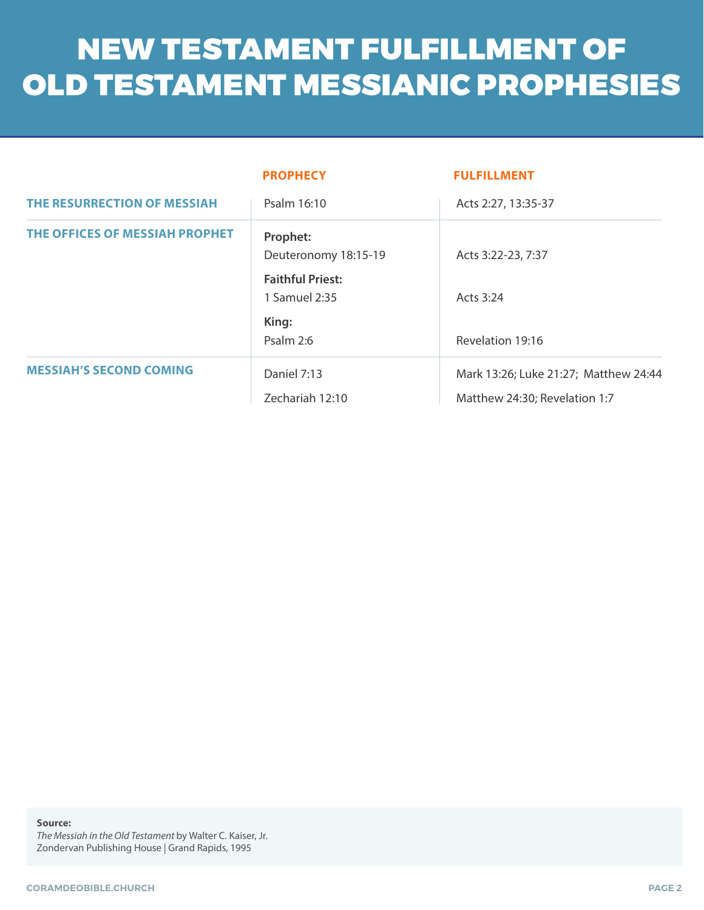# NEW TESTAMENT FULFILLMENT OF OLD TESTAMENT MESSIANIC PROPHESIES

| | PROPHECY | FULFILLMENT |
|---|---|---|
| **THE RESURRECTION OF MESSIAH** | Psalm 16:10 | Acts 2:27, 13:35-37 |
| **THE OFFICES OF MESSIAH PROPHET** | **Prophet:** Deuteronomy 18:15-19 | Acts 3:22-23, 7:37 |
| | **Faithful Priest:** 1 Samuel 2:35 | Acts 3:24 |
| | **King:** Psalm 2:6 | Revelation 19:16 |
| **MESSIAH'S SECOND COMING** | Daniel 7:13 | Mark 13:26; Luke 21:27; Matthew 24:44 |
| | Zechariah 12:10 | Matthew 24:30; Revelation 1:7 |

**Source:**
*The Messiah in the Old Testament* by Walter C. Kaiser, Jr.
Zondervan Publishing House | Grand Rapids, 1995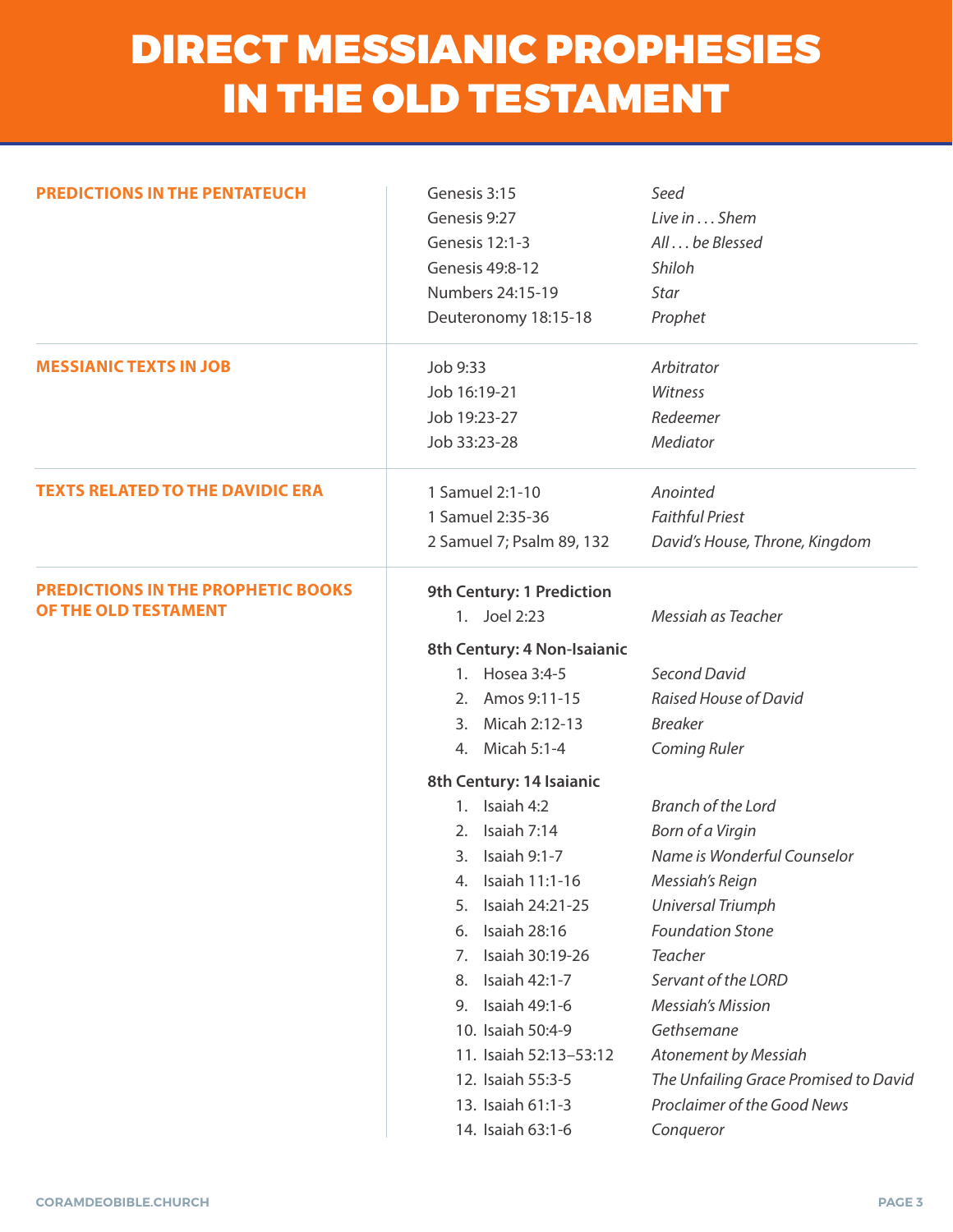# DIRECT MESSIANIC PROPHESIES IN THE OLD TESTAMENT

| | | |
|---|---|---|
| **PREDICTIONS IN THE PENTATEUCH** | Genesis 3:15 | *Seed* |
| | Genesis 9:27 | *Live in . . . Shem* |
| | Genesis 12:1-3 | *All . . . be Blessed* |
| | Genesis 49:8-12 | *Shiloh* |
| | Numbers 24:15-19 | *Star* |
| | Deuteronomy 18:15-18 | *Prophet* |
| **MESSIANIC TEXTS IN JOB** | Job 9:33 | *Arbitrator* |
| | Job 16:19-21 | *Witness* |
| | Job 19:23-27 | *Redeemer* |
| | Job 33:23-28 | *Mediator* |
| **TEXTS RELATED TO THE DAVIDIC ERA** | 1 Samuel 2:1-10 | *Anointed* |
| | 1 Samuel 2:35-36 | *Faithful Priest* |
| | 2 Samuel 7; Psalm 89, 132 | *David's House, Throne, Kingdom* |
| **PREDICTIONS IN THE PROPHETIC BOOKS OF THE OLD TESTAMENT** | **9th Century: 1 Prediction** | |
| | 1. Joel 2:23 | *Messiah as Teacher* |
| | **8th Century: 4 Non-Isaianic** | |
| | 1. Hosea 3:4-5 | *Second David* |
| | 2. Amos 9:11-15 | *Raised House of David* |
| | 3. Micah 2:12-13 | *Breaker* |
| | 4. Micah 5:1-4 | *Coming Ruler* |
| | **8th Century: 14 Isaianic** | |
| | 1. Isaiah 4:2 | *Branch of the Lord* |
| | 2. Isaiah 7:14 | *Born of a Virgin* |
| | 3. Isaiah 9:1-7 | *Name is Wonderful Counselor* |
| | 4. Isaiah 11:1-16 | *Messiah's Reign* |
| | 5. Isaiah 24:21-25 | *Universal Triumph* |
| | 6. Isaiah 28:16 | *Foundation Stone* |
| | 7. Isaiah 30:19-26 | *Teacher* |
| | 8. Isaiah 42:1-7 | *Servant of the LORD* |
| | 9. Isaiah 49:1-6 | *Messiah's Mission* |
| | 10. Isaiah 50:4-9 | *Gethsemane* |
| | 11. Isaiah 52:13–53:12 | *Atonement by Messiah* |
| | 12. Isaiah 55:3-5 | *The Unfailing Grace Promised to David* |
| | 13. Isaiah 61:1-3 | *Proclaimer of the Good News* |
| | 14. Isaiah 63:1-6 | *Conqueror* |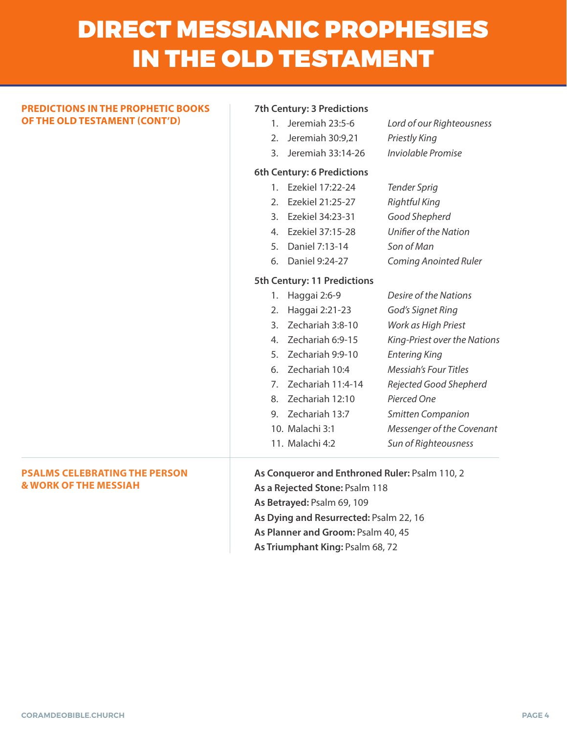# DIRECT MESSIANIC PROPHESIES IN THE OLD TESTAMENT

## PREDICTIONS IN THE PROPHETIC BOOKS OF THE OLD TESTAMENT (CONT'D)

**7th Century: 3 Predictions**

1. Jeremiah 23:5-6 — *Lord of our Righteousness*
2. Jeremiah 30:9,21 — *Priestly King*
3. Jeremiah 33:14-26 — *Inviolable Promise*

**6th Century: 6 Predictions**

1. Ezekiel 17:22-24 — *Tender Sprig*
2. Ezekiel 21:25-27 — *Rightful King*
3. Ezekiel 34:23-31 — *Good Shepherd*
4. Ezekiel 37:15-28 — *Unifier of the Nation*
5. Daniel 7:13-14 — *Son of Man*
6. Daniel 9:24-27 — *Coming Anointed Ruler*

**5th Century: 11 Predictions**

1. Haggai 2:6-9 — *Desire of the Nations*
2. Haggai 2:21-23 — *God's Signet Ring*
3. Zechariah 3:8-10 — *Work as High Priest*
4. Zechariah 6:9-15 — *King-Priest over the Nations*
5. Zechariah 9:9-10 — *Entering King*
6. Zechariah 10:4 — *Messiah's Four Titles*
7. Zechariah 11:4-14 — *Rejected Good Shepherd*
8. Zechariah 12:10 — *Pierced One*
9. Zechariah 13:7 — *Smitten Companion*
10. Malachi 3:1 — *Messenger of the Covenant*
11. Malachi 4:2 — *Sun of Righteousness*

## PSALMS CELEBRATING THE PERSON & WORK OF THE MESSIAH

**As Conqueror and Enthroned Ruler:** Psalm 110, 2
**As a Rejected Stone:** Psalm 118
**As Betrayed:** Psalm 69, 109
**As Dying and Resurrected:** Psalm 22, 16
**As Planner and Groom:** Psalm 40, 45
**As Triumphant King:** Psalm 68, 72